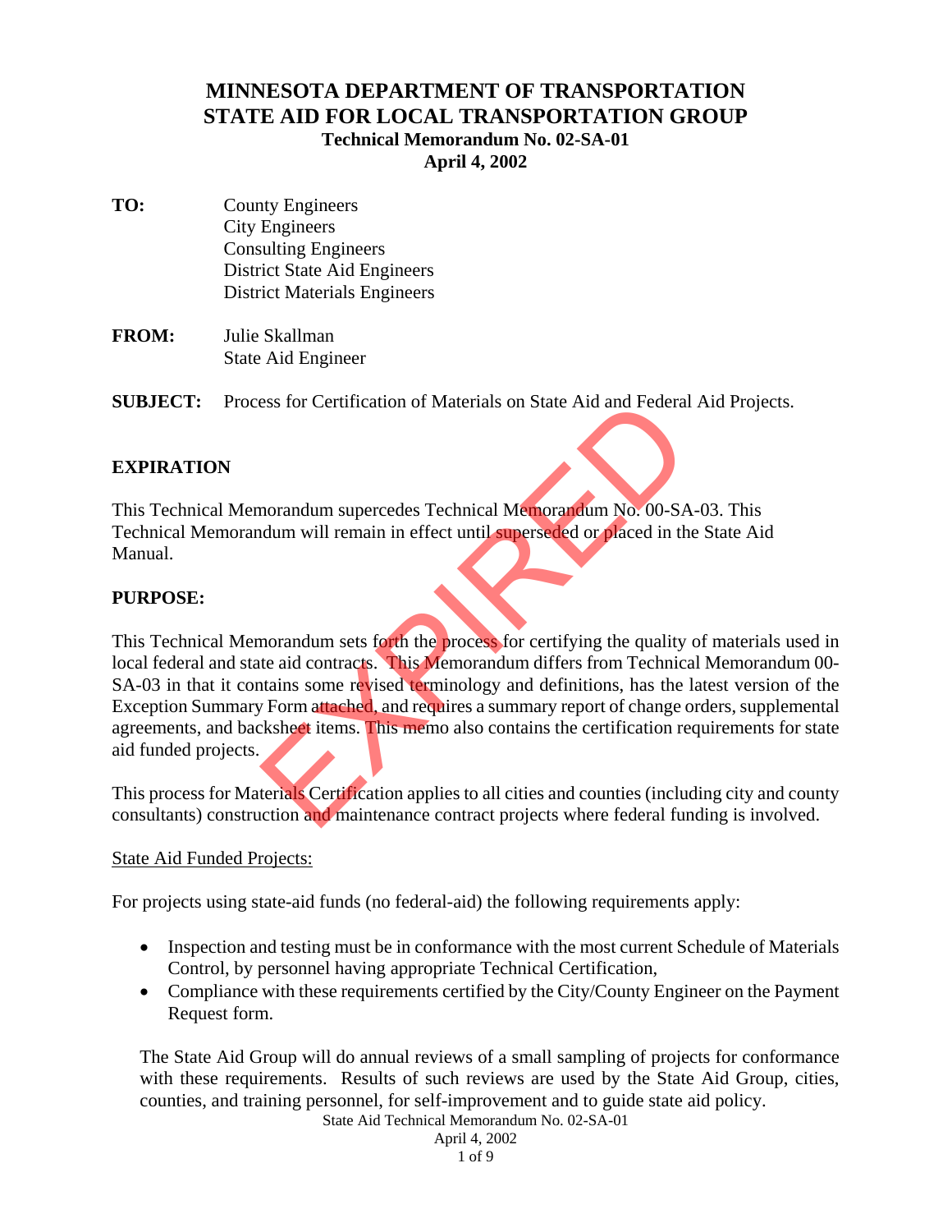# MINNESOTA DEPARTMENT OF TRANSPORTATION
# STATE AID FOR LOCAL TRANSPORTATION GROUP
### Technical Memorandum No. 02-SA-01
### April 4, 2002

**TO:** County Engineers
City Engineers
Consulting Engineers
District State Aid Engineers
District Materials Engineers

**FROM:** Julie Skallman
State Aid Engineer

**SUBJECT:** Process for Certification of Materials on State Aid and Federal Aid Projects.

EXPIRED

## EXPIRATION

This Technical Memorandum supercedes Technical Memorandum No. 00-SA-03. This Technical Memorandum will remain in effect until superseded or placed in the State Aid Manual.

## PURPOSE:

This Technical Memorandum sets forth the process for certifying the quality of materials used in local federal and state aid contracts. This Memorandum differs from Technical Memorandum 00-SA-03 in that it contains some revised terminology and definitions, has the latest version of the Exception Summary Form attached, and requires a summary report of change orders, supplemental agreements, and backsheet items. This memo also contains the certification requirements for state aid funded projects.

This process for Materials Certification applies to all cities and counties (including city and county consultants) construction and maintenance contract projects where federal funding is involved.

State Aid Funded Projects:

For projects using state-aid funds (no federal-aid) the following requirements apply:

- Inspection and testing must be in conformance with the most current Schedule of Materials Control, by personnel having appropriate Technical Certification,
- Compliance with these requirements certified by the City/County Engineer on the Payment Request form.

The State Aid Group will do annual reviews of a small sampling of projects for conformance with these requirements. Results of such reviews are used by the State Aid Group, cities, counties, and training personnel, for self-improvement and to guide state aid policy.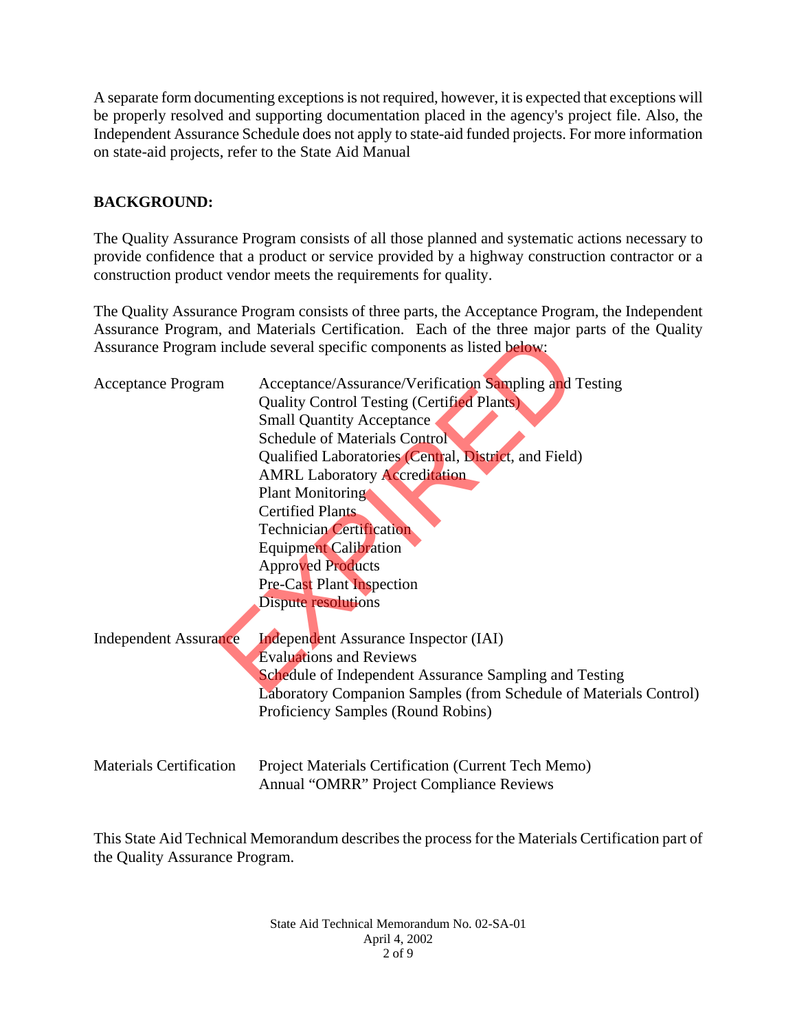A separate form documenting exceptions is not required, however, it is expected that exceptions will be properly resolved and supporting documentation placed in the agency's project file. Also, the Independent Assurance Schedule does not apply to state-aid funded projects. For more information on state-aid projects, refer to the State Aid Manual

**BACKGROUND:**

The Quality Assurance Program consists of all those planned and systematic actions necessary to provide confidence that a product or service provided by a highway construction contractor or a construction product vendor meets the requirements for quality.

The Quality Assurance Program consists of three parts, the Acceptance Program, the Independent Assurance Program, and Materials Certification. Each of the three major parts of the Quality Assurance Program include several specific components as listed below:

| | |
|---|---|
| Acceptance Program | Acceptance/Assurance/Verification Sampling and Testing |
| | Quality Control Testing (Certified Plants) |
| | Small Quantity Acceptance |
| | Schedule of Materials Control |
| | Qualified Laboratories (Central, District, and Field) |
| | AMRL Laboratory Accreditation |
| | Plant Monitoring |
| | Certified Plants |
| | Technician Certification |
| | Equipment Calibration |
| | Approved Products |
| | Pre-Cast Plant Inspection |
| | Dispute resolutions |
| Independent Assurance | Independent Assurance Inspector (IAI) |
| | Evaluations and Reviews |
| | Schedule of Independent Assurance Sampling and Testing |
| | Laboratory Companion Samples (from Schedule of Materials Control) |
| | Proficiency Samples (Round Robins) |
| Materials Certification | Project Materials Certification (Current Tech Memo) |
| | Annual "OMRR" Project Compliance Reviews |

This State Aid Technical Memorandum describes the process for the Materials Certification part of the Quality Assurance Program.

EXPIRED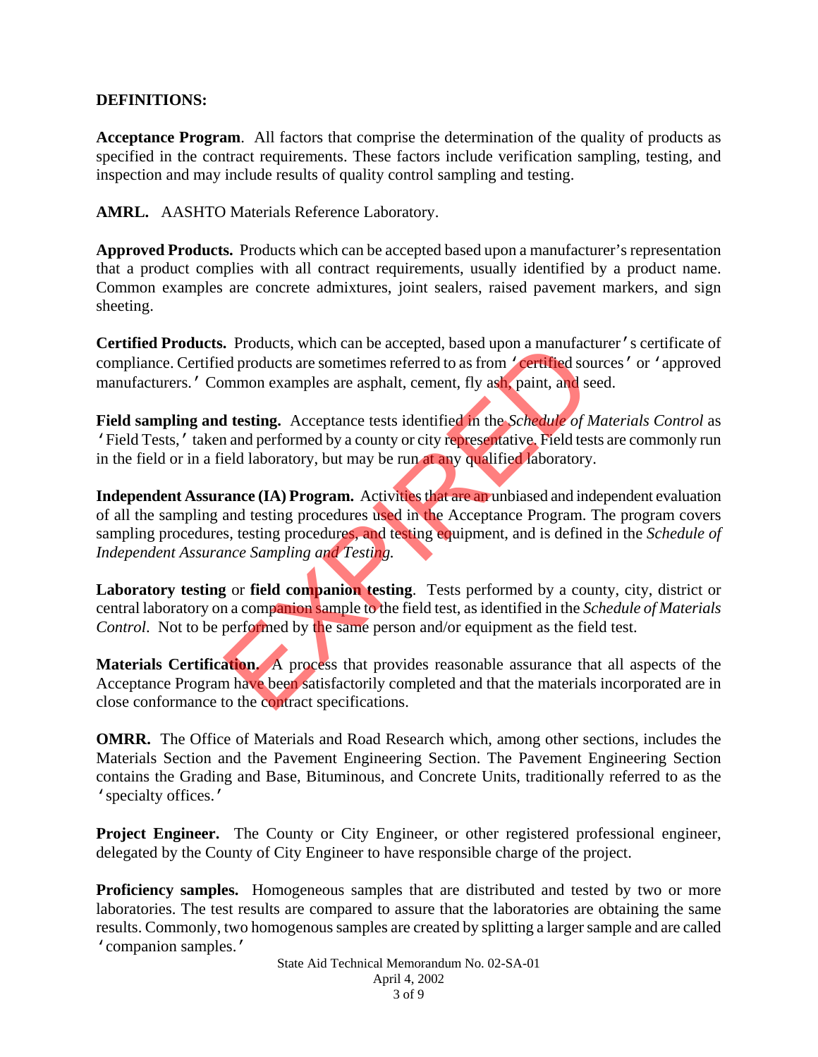**DEFINITIONS:**

**Acceptance Program**. All factors that comprise the determination of the quality of products as specified in the contract requirements. These factors include verification sampling, testing, and inspection and may include results of quality control sampling and testing.

**AMRL.** AASHTO Materials Reference Laboratory.

**Approved Products.** Products which can be accepted based upon a manufacturer's representation that a product complies with all contract requirements, usually identified by a product name. Common examples are concrete admixtures, joint sealers, raised pavement markers, and sign sheeting.

**Certified Products.** Products, which can be accepted, based upon a manufacturer's certificate of compliance. Certified products are sometimes referred to as from 'certified sources' or 'approved manufacturers.' Common examples are asphalt, cement, fly ash, paint, and seed.

**Field sampling and testing.** Acceptance tests identified in the *Schedule of Materials Control* as 'Field Tests,' taken and performed by a county or city representative. Field tests are commonly run in the field or in a field laboratory, but may be run at any qualified laboratory.

**Independent Assurance (IA) Program.** Activities that are an unbiased and independent evaluation of all the sampling and testing procedures used in the Acceptance Program. The program covers sampling procedures, testing procedures, and testing equipment, and is defined in the *Schedule of Independent Assurance Sampling and Testing.*

**Laboratory testing** or **field companion testing**. Tests performed by a county, city, district or central laboratory on a companion sample to the field test, as identified in the *Schedule of Materials Control*. Not to be performed by the same person and/or equipment as the field test.

**Materials Certification.** A process that provides reasonable assurance that all aspects of the Acceptance Program have been satisfactorily completed and that the materials incorporated are in close conformance to the contract specifications.

**OMRR.** The Office of Materials and Road Research which, among other sections, includes the Materials Section and the Pavement Engineering Section. The Pavement Engineering Section contains the Grading and Base, Bituminous, and Concrete Units, traditionally referred to as the 'specialty offices.'

**Project Engineer.** The County or City Engineer, or other registered professional engineer, delegated by the County of City Engineer to have responsible charge of the project.

**Proficiency samples.** Homogeneous samples that are distributed and tested by two or more laboratories. The test results are compared to assure that the laboratories are obtaining the same results. Commonly, two homogenous samples are created by splitting a larger sample and are called 'companion samples.'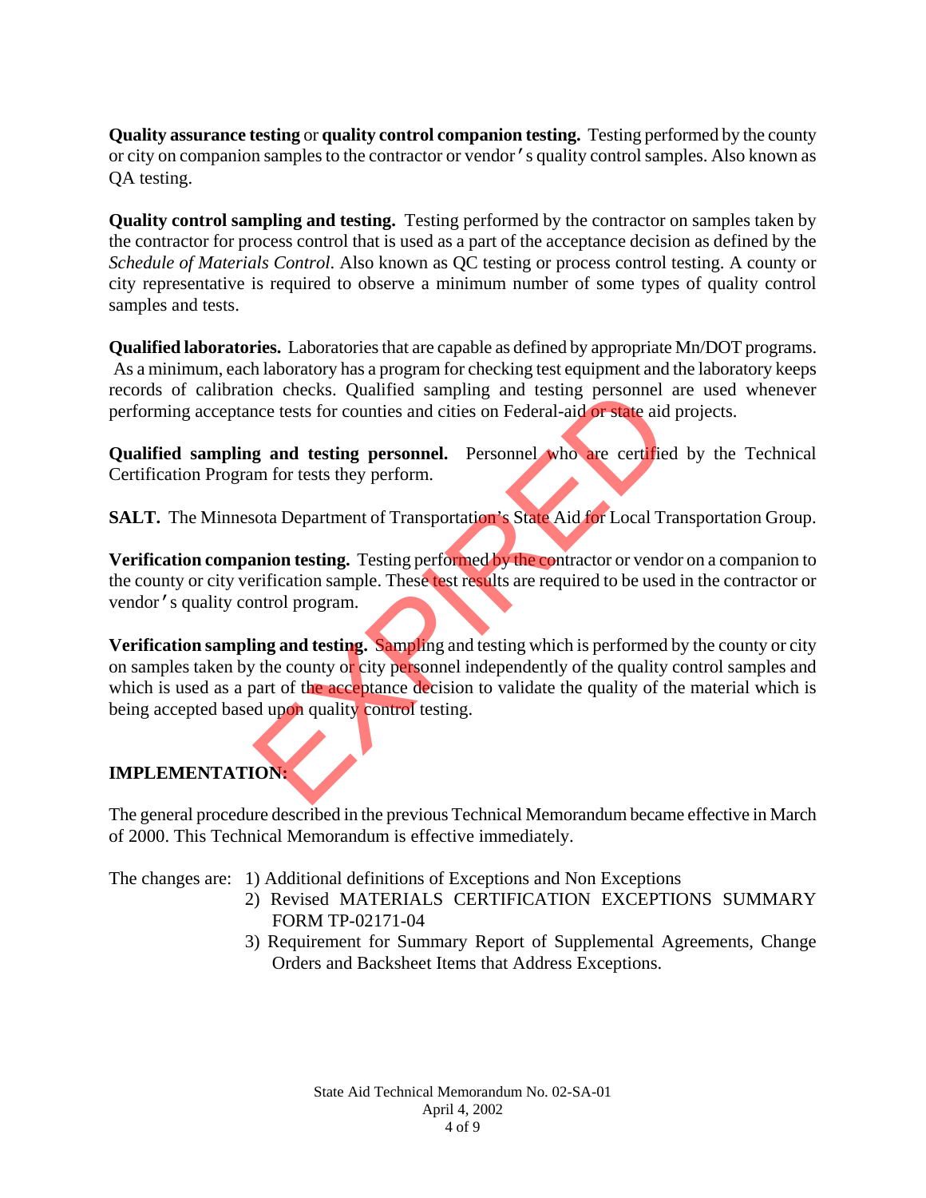**Quality assurance testing** or **quality control companion testing.** Testing performed by the county or city on companion samples to the contractor or vendor's quality control samples. Also known as QA testing.

**Quality control sampling and testing.** Testing performed by the contractor on samples taken by the contractor for process control that is used as a part of the acceptance decision as defined by the *Schedule of Materials Control*. Also known as QC testing or process control testing. A county or city representative is required to observe a minimum number of some types of quality control samples and tests.

**Qualified laboratories.** Laboratories that are capable as defined by appropriate Mn/DOT programs. As a minimum, each laboratory has a program for checking test equipment and the laboratory keeps records of calibration checks. Qualified sampling and testing personnel are used whenever performing acceptance tests for counties and cities on Federal-aid or state aid projects.

**Qualified sampling and testing personnel.** Personnel who are certified by the Technical Certification Program for tests they perform.

**SALT.** The Minnesota Department of Transportation's State Aid for Local Transportation Group.

**Verification companion testing.** Testing performed by the contractor or vendor on a companion to the county or city verification sample. These test results are required to be used in the contractor or vendor's quality control program.

**Verification sampling and testing.** Sampling and testing which is performed by the county or city on samples taken by the county or city personnel independently of the quality control samples and which is used as a part of the acceptance decision to validate the quality of the material which is being accepted based upon quality control testing.

## IMPLEMENTATION:

The general procedure described in the previous Technical Memorandum became effective in March of 2000. This Technical Memorandum is effective immediately.

The changes are:

1) Additional definitions of Exceptions and Non Exceptions
2) Revised MATERIALS CERTIFICATION EXCEPTIONS SUMMARY FORM TP-02171-04
3) Requirement for Summary Report of Supplemental Agreements, Change Orders and Backsheet Items that Address Exceptions.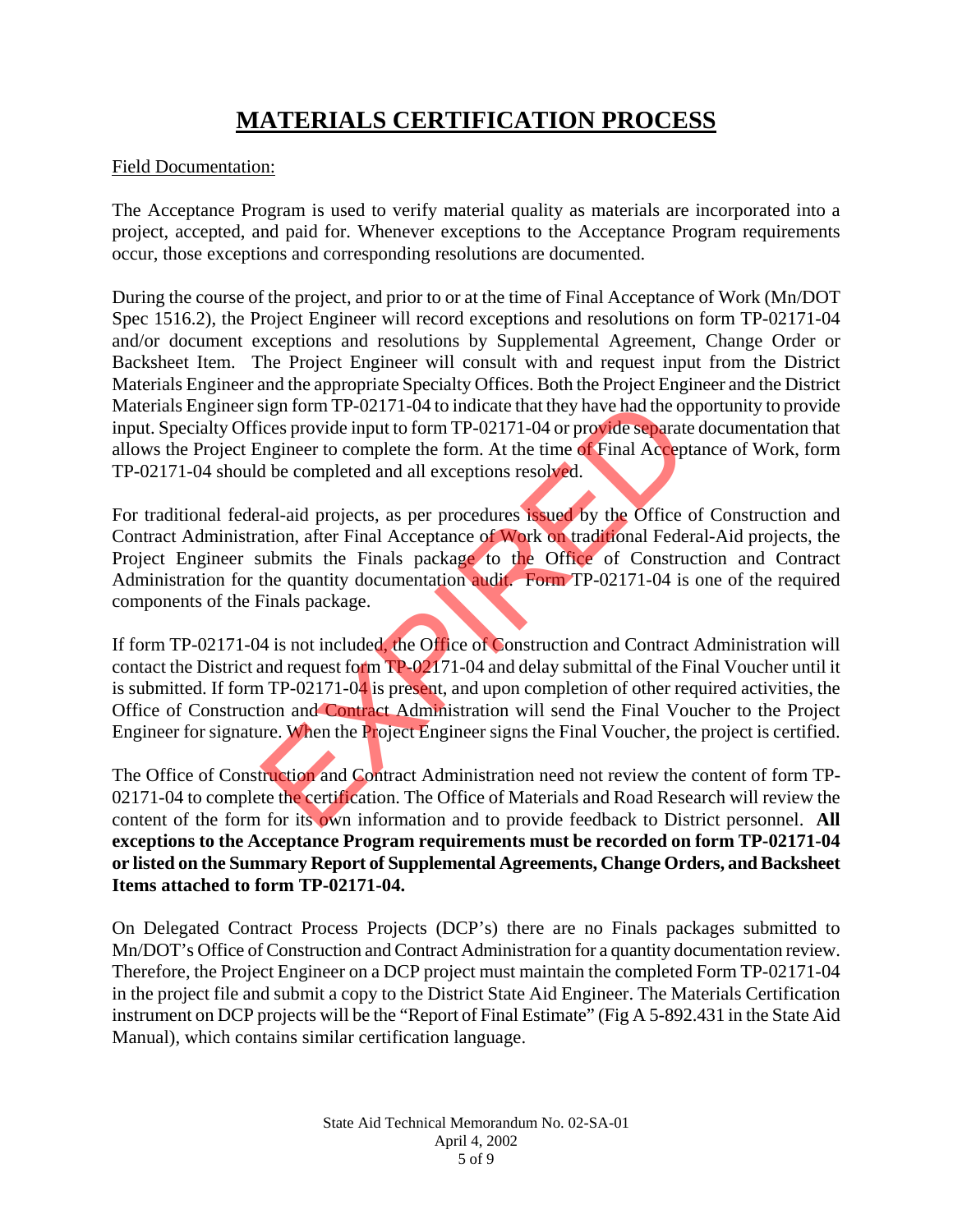# MATERIALS CERTIFICATION PROCESS

Field Documentation:

The Acceptance Program is used to verify material quality as materials are incorporated into a project, accepted, and paid for. Whenever exceptions to the Acceptance Program requirements occur, those exceptions and corresponding resolutions are documented.

During the course of the project, and prior to or at the time of Final Acceptance of Work (Mn/DOT Spec 1516.2), the Project Engineer will record exceptions and resolutions on form TP-02171-04 and/or document exceptions and resolutions by Supplemental Agreement, Change Order or Backsheet Item. The Project Engineer will consult with and request input from the District Materials Engineer and the appropriate Specialty Offices. Both the Project Engineer and the District Materials Engineer sign form TP-02171-04 to indicate that they have had the opportunity to provide input. Specialty Offices provide input to form TP-02171-04 or provide separate documentation that allows the Project Engineer to complete the form. At the time of Final Acceptance of Work, form TP-02171-04 should be completed and all exceptions resolved.

For traditional federal-aid projects, as per procedures issued by the Office of Construction and Contract Administration, after Final Acceptance of Work on traditional Federal-Aid projects, the Project Engineer submits the Finals package to the Office of Construction and Contract Administration for the quantity documentation audit. Form TP-02171-04 is one of the required components of the Finals package.

If form TP-02171-04 is not included, the Office of Construction and Contract Administration will contact the District and request form TP-02171-04 and delay submittal of the Final Voucher until it is submitted. If form TP-02171-04 is present, and upon completion of other required activities, the Office of Construction and Contract Administration will send the Final Voucher to the Project Engineer for signature. When the Project Engineer signs the Final Voucher, the project is certified.

The Office of Construction and Contract Administration need not review the content of form TP-02171-04 to complete the certification. The Office of Materials and Road Research will review the content of the form for its own information and to provide feedback to District personnel. **All exceptions to the Acceptance Program requirements must be recorded on form TP-02171-04 or listed on the Summary Report of Supplemental Agreements, Change Orders, and Backsheet Items attached to form TP-02171-04.**

On Delegated Contract Process Projects (DCP's) there are no Finals packages submitted to Mn/DOT's Office of Construction and Contract Administration for a quantity documentation review. Therefore, the Project Engineer on a DCP project must maintain the completed Form TP-02171-04 in the project file and submit a copy to the District State Aid Engineer. The Materials Certification instrument on DCP projects will be the "Report of Final Estimate" (Fig A 5-892.431 in the State Aid Manual), which contains similar certification language.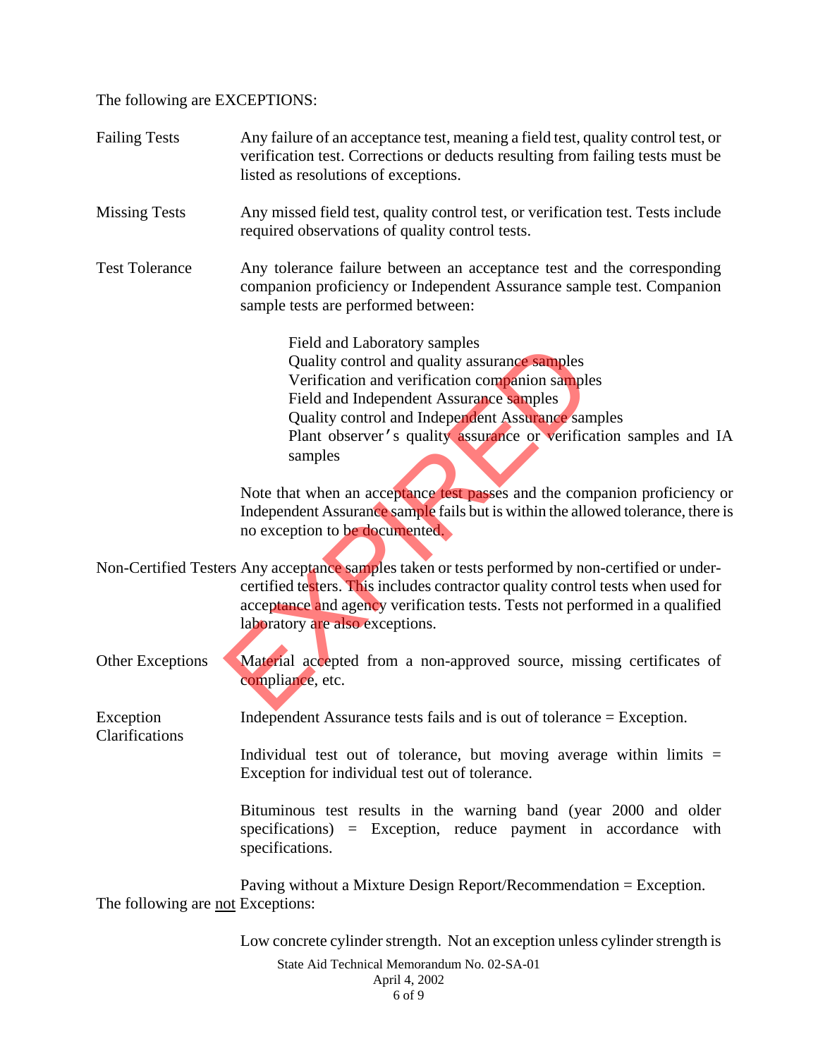The following are EXCEPTIONS:

**Failing Tests** Any failure of an acceptance test, meaning a field test, quality control test, or verification test. Corrections or deducts resulting from failing tests must be listed as resolutions of exceptions.

**Missing Tests** Any missed field test, quality control test, or verification test. Tests include required observations of quality control tests.

**Test Tolerance** Any tolerance failure between an acceptance test and the corresponding companion proficiency or Independent Assurance sample test. Companion sample tests are performed between:

- Field and Laboratory samples
- Quality control and quality assurance samples
- Verification and verification companion samples
- Field and Independent Assurance samples
- Quality control and Independent Assurance samples
- Plant observer's quality assurance or verification samples and IA samples

Note that when an acceptance test passes and the companion proficiency or Independent Assurance sample fails but is within the allowed tolerance, there is no exception to be documented.

**Non-Certified Testers** Any acceptance samples taken or tests performed by non-certified or under-certified testers. This includes contractor quality control tests when used for acceptance and agency verification tests. Tests not performed in a qualified laboratory are also exceptions.

**Other Exceptions** Material accepted from a non-approved source, missing certificates of compliance, etc.

**Exception Clarifications** Independent Assurance tests fails and is out of tolerance = Exception.

Individual test out of tolerance, but moving average within limits = Exception for individual test out of tolerance.

Bituminous test results in the warning band (year 2000 and older specifications) = Exception, reduce payment in accordance with specifications.

Paving without a Mixture Design Report/Recommendation = Exception.

The following are <u>not</u> Exceptions:

Low concrete cylinder strength. Not an exception unless cylinder strength is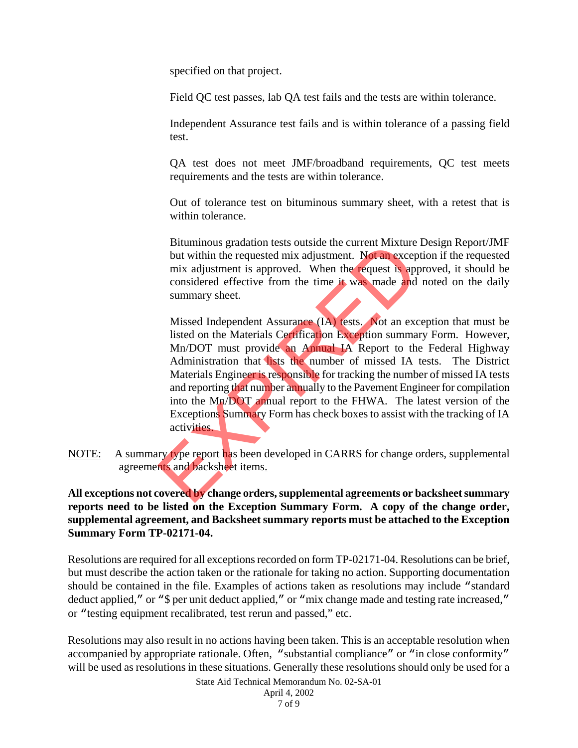specified on that project.

Field QC test passes, lab QA test fails and the tests are within tolerance.

Independent Assurance test fails and is within tolerance of a passing field test.

QA test does not meet JMF/broadband requirements, QC test meets requirements and the tests are within tolerance.

Out of tolerance test on bituminous summary sheet, with a retest that is within tolerance.

Bituminous gradation tests outside the current Mixture Design Report/JMF but within the requested mix adjustment. Not an exception if the requested mix adjustment is approved. When the request is approved, it should be considered effective from the time it was made and noted on the daily summary sheet.

Missed Independent Assurance (IA) tests. Not an exception that must be listed on the Materials Certification Exception summary Form. However, Mn/DOT must provide an Annual IA Report to the Federal Highway Administration that lists the number of missed IA tests. The District Materials Engineer is responsible for tracking the number of missed IA tests and reporting that number annually to the Pavement Engineer for compilation into the Mn/DOT annual report to the FHWA. The latest version of the Exceptions Summary Form has check boxes to assist with the tracking of IA activities.

NOTE: A summary type report has been developed in CARRS for change orders, supplemental agreements and backsheet items.

**All exceptions not covered by change orders, supplemental agreements or backsheet summary reports need to be listed on the Exception Summary Form. A copy of the change order, supplemental agreement, and Backsheet summary reports must be attached to the Exception Summary Form TP-02171-04.**

Resolutions are required for all exceptions recorded on form TP-02171-04. Resolutions can be brief, but must describe the action taken or the rationale for taking no action. Supporting documentation should be contained in the file. Examples of actions taken as resolutions may include "standard deduct applied," or "$ per unit deduct applied," or "mix change made and testing rate increased," or "testing equipment recalibrated, test rerun and passed," etc.

Resolutions may also result in no actions having been taken. This is an acceptable resolution when accompanied by appropriate rationale. Often, "substantial compliance" or "in close conformity" will be used as resolutions in these situations. Generally these resolutions should only be used for a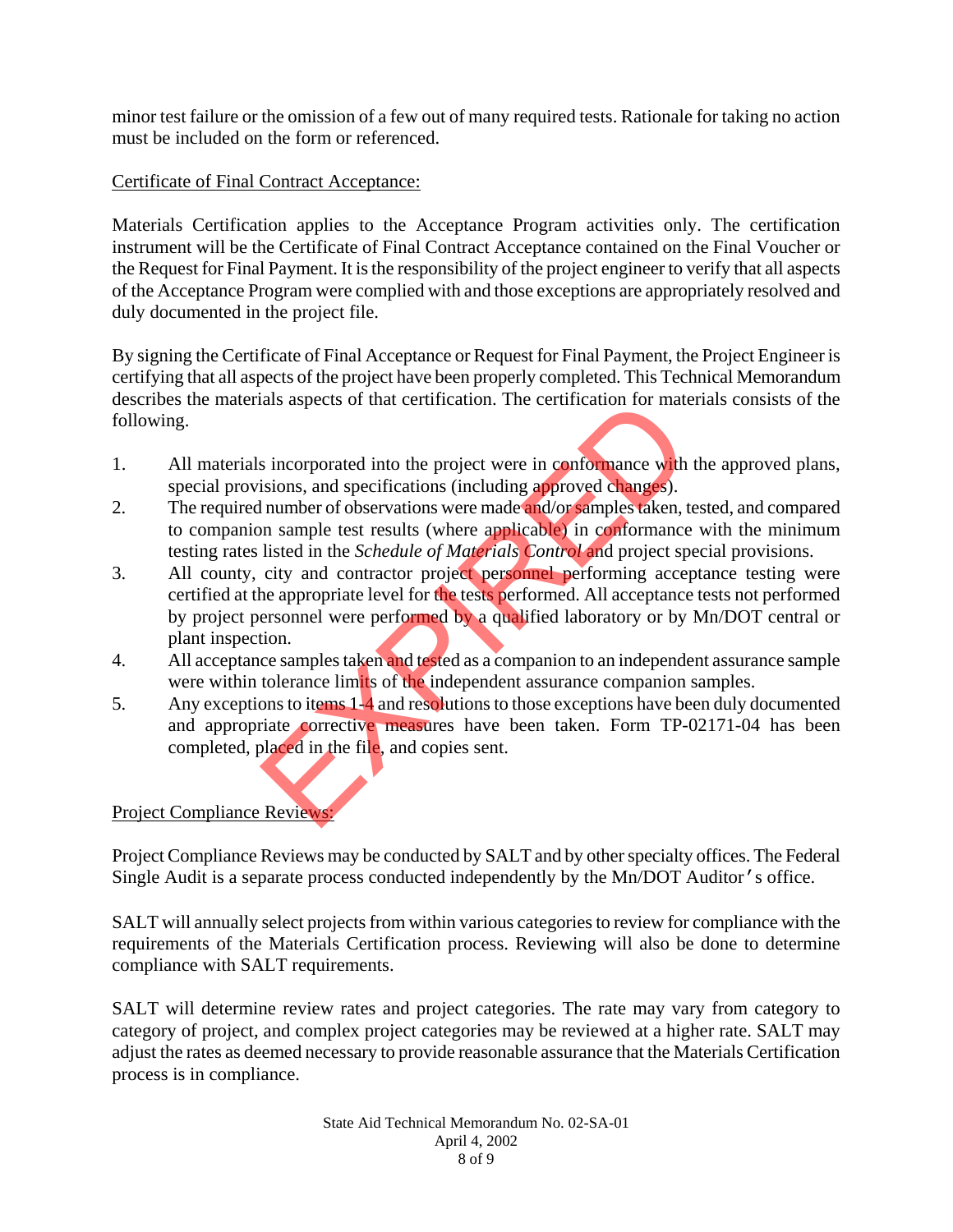minor test failure or the omission of a few out of many required tests. Rationale for taking no action must be included on the form or referenced.

Certificate of Final Contract Acceptance:

Materials Certification applies to the Acceptance Program activities only. The certification instrument will be the Certificate of Final Contract Acceptance contained on the Final Voucher or the Request for Final Payment. It is the responsibility of the project engineer to verify that all aspects of the Acceptance Program were complied with and those exceptions are appropriately resolved and duly documented in the project file.

By signing the Certificate of Final Acceptance or Request for Final Payment, the Project Engineer is certifying that all aspects of the project have been properly completed. This Technical Memorandum describes the materials aspects of that certification. The certification for materials consists of the following.

1. All materials incorporated into the project were in conformance with the approved plans, special provisions, and specifications (including approved changes).
2. The required number of observations were made and/or samples taken, tested, and compared to companion sample test results (where applicable) in conformance with the minimum testing rates listed in the *Schedule of Materials Control* and project special provisions.
3. All county, city and contractor project personnel performing acceptance testing were certified at the appropriate level for the tests performed. All acceptance tests not performed by project personnel were performed by a qualified laboratory or by Mn/DOT central or plant inspection.
4. All acceptance samples taken and tested as a companion to an independent assurance sample were within tolerance limits of the independent assurance companion samples.
5. Any exceptions to items 1-4 and resolutions to those exceptions have been duly documented and appropriate corrective measures have been taken. Form TP-02171-04 has been completed, placed in the file, and copies sent.

Project Compliance Reviews:

Project Compliance Reviews may be conducted by SALT and by other specialty offices. The Federal Single Audit is a separate process conducted independently by the Mn/DOT Auditor's office.

SALT will annually select projects from within various categories to review for compliance with the requirements of the Materials Certification process. Reviewing will also be done to determine compliance with SALT requirements.

SALT will determine review rates and project categories. The rate may vary from category to category of project, and complex project categories may be reviewed at a higher rate. SALT may adjust the rates as deemed necessary to provide reasonable assurance that the Materials Certification process is in compliance.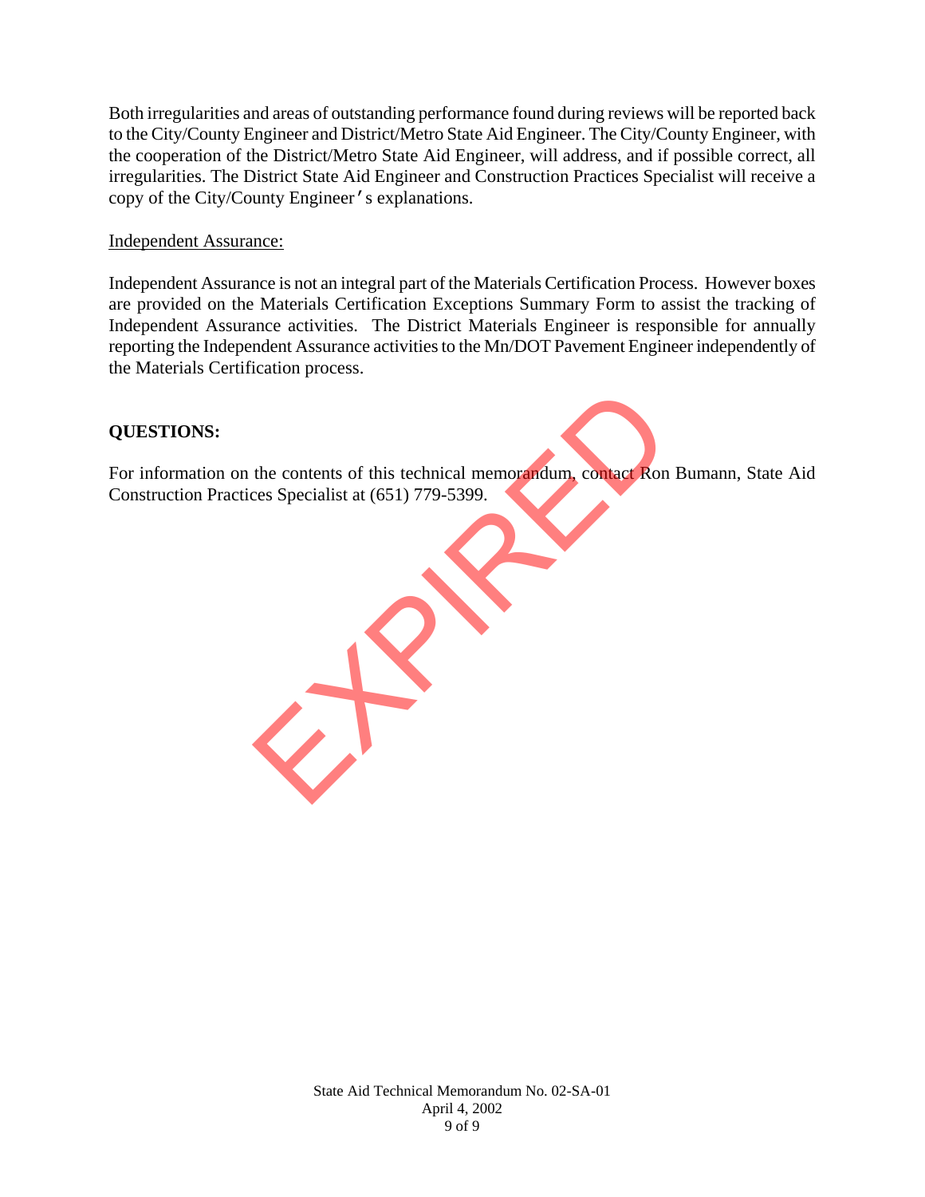Both irregularities and areas of outstanding performance found during reviews will be reported back to the City/County Engineer and District/Metro State Aid Engineer. The City/County Engineer, with the cooperation of the District/Metro State Aid Engineer, will address, and if possible correct, all irregularities. The District State Aid Engineer and Construction Practices Specialist will receive a copy of the City/County Engineer's explanations.

Independent Assurance:

Independent Assurance is not an integral part of the Materials Certification Process. However boxes are provided on the Materials Certification Exceptions Summary Form to assist the tracking of Independent Assurance activities. The District Materials Engineer is responsible for annually reporting the Independent Assurance activities to the Mn/DOT Pavement Engineer independently of the Materials Certification process.

**QUESTIONS:**

For information on the contents of this technical memorandum, contact Ron Bumann, State Aid Construction Practices Specialist at (651) 779-5399.

EXPIRED